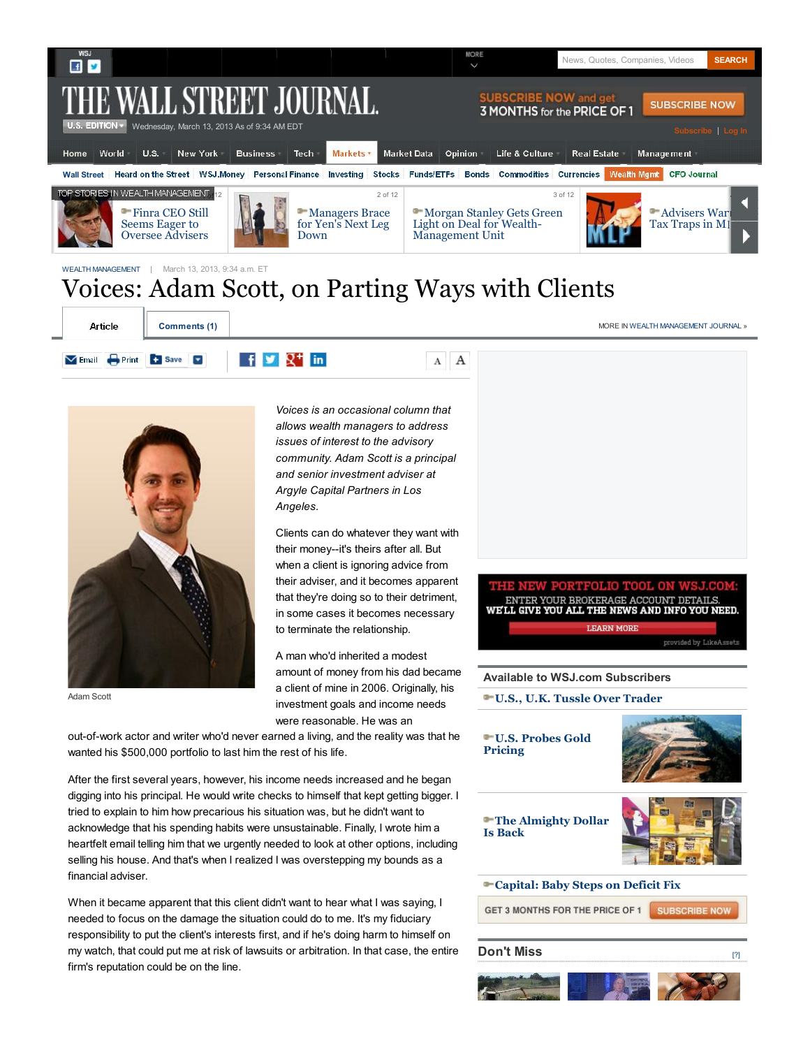WEALTH MANAGEMENT | March 13, 2013, 9:34 a.m. ET

# Voices: Adam Scott, on Parting Ways with Clients

Adam Scott

*Voices is an occasional column that allows wealth managers to address issues of interest to the advisory community. Adam Scott is a principal and senior investment adviser at Argyle Capital Partners in Los Angeles.*

Clients can do whatever they want with their money--it's theirs after all. But when a client is ignoring advice from their adviser, and it becomes apparent that they're doing so to their detriment, in some cases it becomes necessary to terminate the relationship.

A man who'd inherited a modest amount of money from his dad became a client of mine in 2006. Originally, his investment goals and income needs were reasonable. He was an out-of-work actor and writer who'd never earned a living, and the reality was that he wanted his $500,000 portfolio to last him the rest of his life.

After the first several years, however, his income needs increased and he began digging into his principal. He would write checks to himself that kept getting bigger. I tried to explain to him how precarious his situation was, but he didn't want to acknowledge that his spending habits were unsustainable. Finally, I wrote him a heartfelt email telling him that we urgently needed to look at other options, including selling his house. And that's when I realized I was overstepping my bounds as a financial adviser.

When it became apparent that this client didn't want to hear what I was saying, I needed to focus on the damage the situation could do to me. It's my fiduciary responsibility to put the client's interests first, and if he's doing harm to himself on my watch, that could put me at risk of lawsuits or arbitration. In that case, the entire firm's reputation could be on the line.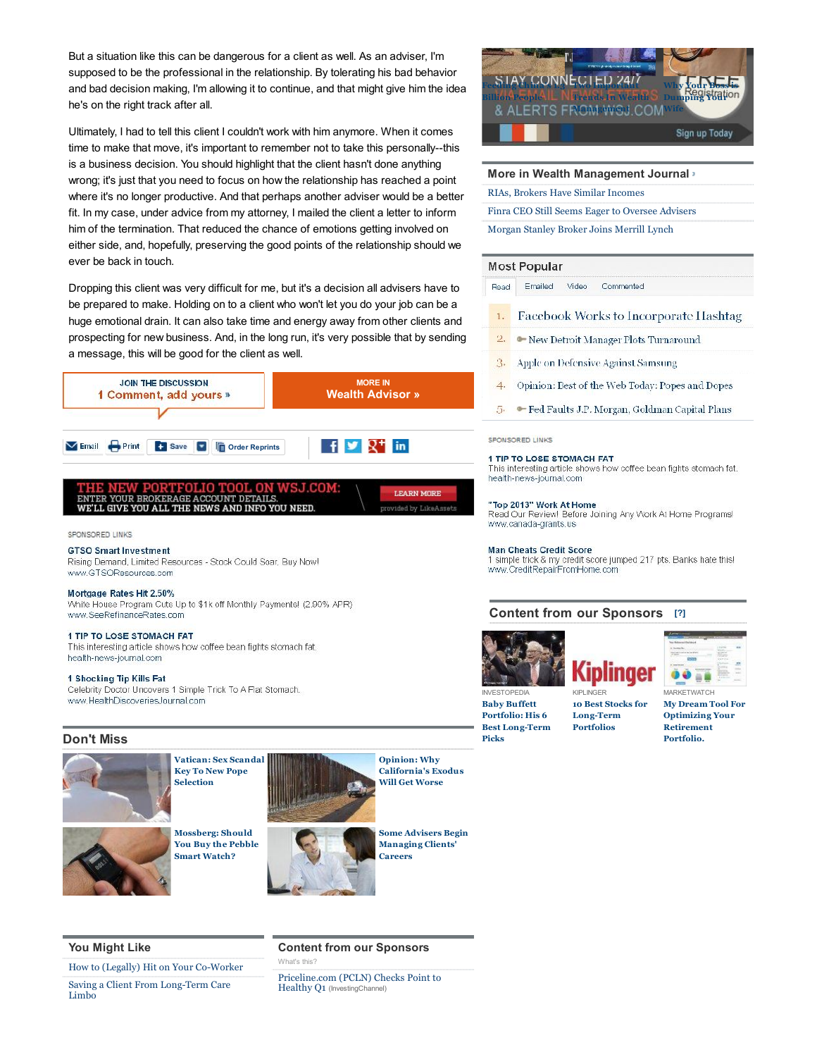But a situation like this can be dangerous for a client as well. As an adviser, I'm supposed to be the professional in the relationship. By tolerating his bad behavior and bad decision making, I'm allowing it to continue, and that might give him the idea he's on the right track after all.

Ultimately, I had to tell this client I couldn't work with him anymore. When it comes time to make that move, it's important to remember not to take this personally--this is a business decision. You should highlight that the client hasn't done anything wrong; it's just that you need to focus on how the relationship has reached a point where it's no longer productive. And that perhaps another adviser would be a better fit. In my case, under advice from my attorney, I mailed the client a letter to inform him of the termination. That reduced the chance of emotions getting involved on either side, and, hopefully, preserving the good points of the relationship should we ever be back in touch.

Dropping this client was very difficult for me, but it's a decision all advisers have to be prepared to make. Holding on to a client who won't let you do your job can be a huge emotional drain. It can also take time and energy away from other clients and prospecting for new business. And, in the long run, it's very possible that by sending a message, this will be good for the client as well.

JOIN THE DISCUSSION
1 Comment, add yours »

MORE IN
Wealth Advisor »

Email Print Save Order Reprints

THE NEW PORTFOLIO TOOL ON WSJ.COM:
ENTER YOUR BROKERAGE ACCOUNT DETAILS.
WE'LL GIVE YOU ALL THE NEWS AND INFO YOU NEED.
LEARN MORE
provided by LikeAssets

SPONSORED LINKS

**GTSO Smart Investment**
Rising Demand, Limited Resources - Stock Could Soar, Buy Now!
www.GTSOResources.com

**Mortgage Rates Hit 2.50%**
White House Program Cuts Up to $1k off Monthly Payments! (2.90% APR)
www.SeeRefinanceRates.com

**1 TIP TO LOSE STOMACH FAT**
This interesting article shows how coffee bean fights stomach fat.
health-news-journal.com

**1 Shocking Tip Kills Fat**
Celebrity Doctor Uncovers 1 Simple Trick To A Flat Stomach.
www.HealthDiscoveriesJournal.com

## Don't Miss

- Vatican: Sex Scandal Key To New Pope Selection
- Opinion: Why California's Exodus Will Get Worse
- Mossberg: Should You Buy the Pebble Smart Watch?
- Some Advisers Begin Managing Clients' Careers

## You Might Like

- How to (Legally) Hit on Your Co-Worker
- Saving a Client From Long-Term Care Limbo

## Content from our Sponsors

What's this?

- Priceline.com (PCLN) Checks Point to Healthy Q1 (InvestingChannel)

STAY CONNECTED 24/7
VIA EMAIL NEWSLETTERS & ALERTS FROM WSJ.COM
FREE Registration
Sign up Today

## More in Wealth Management Journal ›

- RIAs, Brokers Have Similar Incomes
- Finra CEO Still Seems Eager to Oversee Advisers
- Morgan Stanley Broker Joins Merrill Lynch

## Most Popular

Read | Emailed | Video | Commented

1. Facebook Works to Incorporate Hashtag
2. New Detroit Manager Plots Turnaround
3. Apple on Defensive Against Samsung
4. Opinion: Best of the Web Today: Popes and Dopes
5. Fed Faults J.P. Morgan, Goldman Capital Plans

SPONSORED LINKS

**1 TIP TO LOSE STOMACH FAT**
This interesting article shows how coffee bean fights stomach fat.
health-news-journal.com

**"Top 2013" Work At Home**
Read Our Review! Before Joining Any Work At Home Programs!
www.canada-grants.us

**Man Cheats Credit Score**
1 simple trick & my credit score jumped 217 pts. Banks hate this!
www.CreditRepairFromHome.com

## Content from our Sponsors [?]

INVESTOPEDIA
**Baby Buffett Portfolio: His 6 Best Long-Term Picks**

KIPLINGER
**10 Best Stocks for Long-Term Portfolios**

MARKETWATCH
**My Dream Tool For Optimizing Your Retirement Portfolio.**